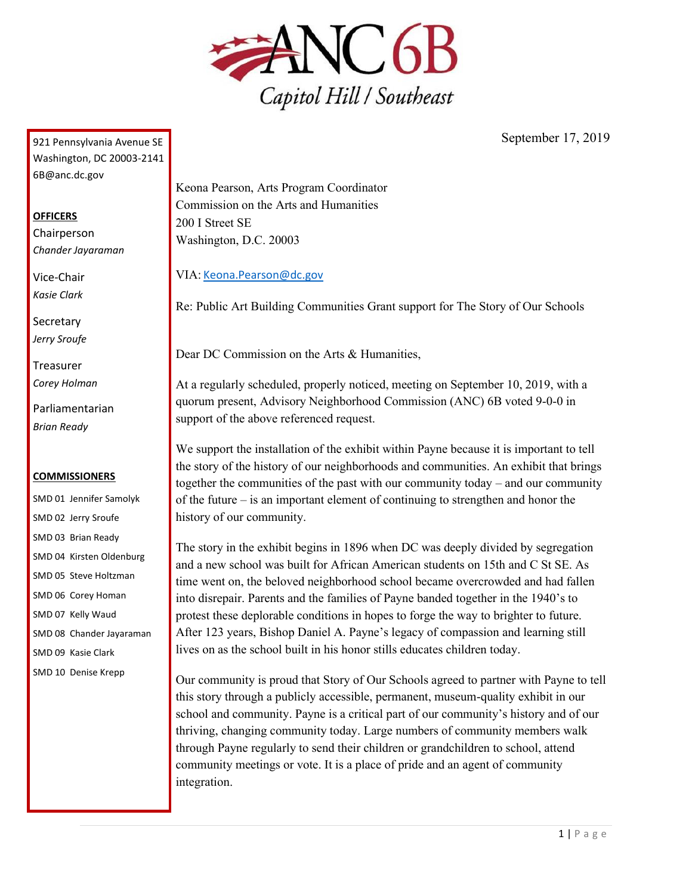# ANC 6B

Capitol Hill / Southeast

921 Pennsylvania Avenue SE
Washington, DC 20003-2141
6B@anc.dc.gov

**OFFICERS**

Chairperson
*Chander Jayaraman*

Vice-Chair
*Kasie Clark*

Secretary
*Jerry Sroufe*

Treasurer
*Corey Holman*

Parliamentarian
*Brian Ready*

**COMMISSIONERS**

SMD 01 Jennifer Samolyk
SMD 02 Jerry Sroufe
SMD 03 Brian Ready
SMD 04 Kirsten Oldenburg
SMD 05 Steve Holtzman
SMD 06 Corey Homan
SMD 07 Kelly Waud
SMD 08 Chander Jayaraman
SMD 09 Kasie Clark
SMD 10 Denise Krepp

September 17, 2019

Keona Pearson, Arts Program Coordinator
Commission on the Arts and Humanities
200 I Street SE
Washington, D.C. 20003

VIA: Keona.Pearson@dc.gov

Re: Public Art Building Communities Grant support for The Story of Our Schools

Dear DC Commission on the Arts & Humanities,

At a regularly scheduled, properly noticed, meeting on September 10, 2019, with a quorum present, Advisory Neighborhood Commission (ANC) 6B voted 9-0-0 in support of the above referenced request.

We support the installation of the exhibit within Payne because it is important to tell the story of the history of our neighborhoods and communities. An exhibit that brings together the communities of the past with our community today – and our community of the future – is an important element of continuing to strengthen and honor the history of our community.

The story in the exhibit begins in 1896 when DC was deeply divided by segregation and a new school was built for African American students on 15th and C St SE. As time went on, the beloved neighborhood school became overcrowded and had fallen into disrepair. Parents and the families of Payne banded together in the 1940's to protest these deplorable conditions in hopes to forge the way to brighter to future. After 123 years, Bishop Daniel A. Payne's legacy of compassion and learning still lives on as the school built in his honor stills educates children today.

Our community is proud that Story of Our Schools agreed to partner with Payne to tell this story through a publicly accessible, permanent, museum-quality exhibit in our school and community. Payne is a critical part of our community's history and of our thriving, changing community today. Large numbers of community members walk through Payne regularly to send their children or grandchildren to school, attend community meetings or vote. It is a place of pride and an agent of community integration.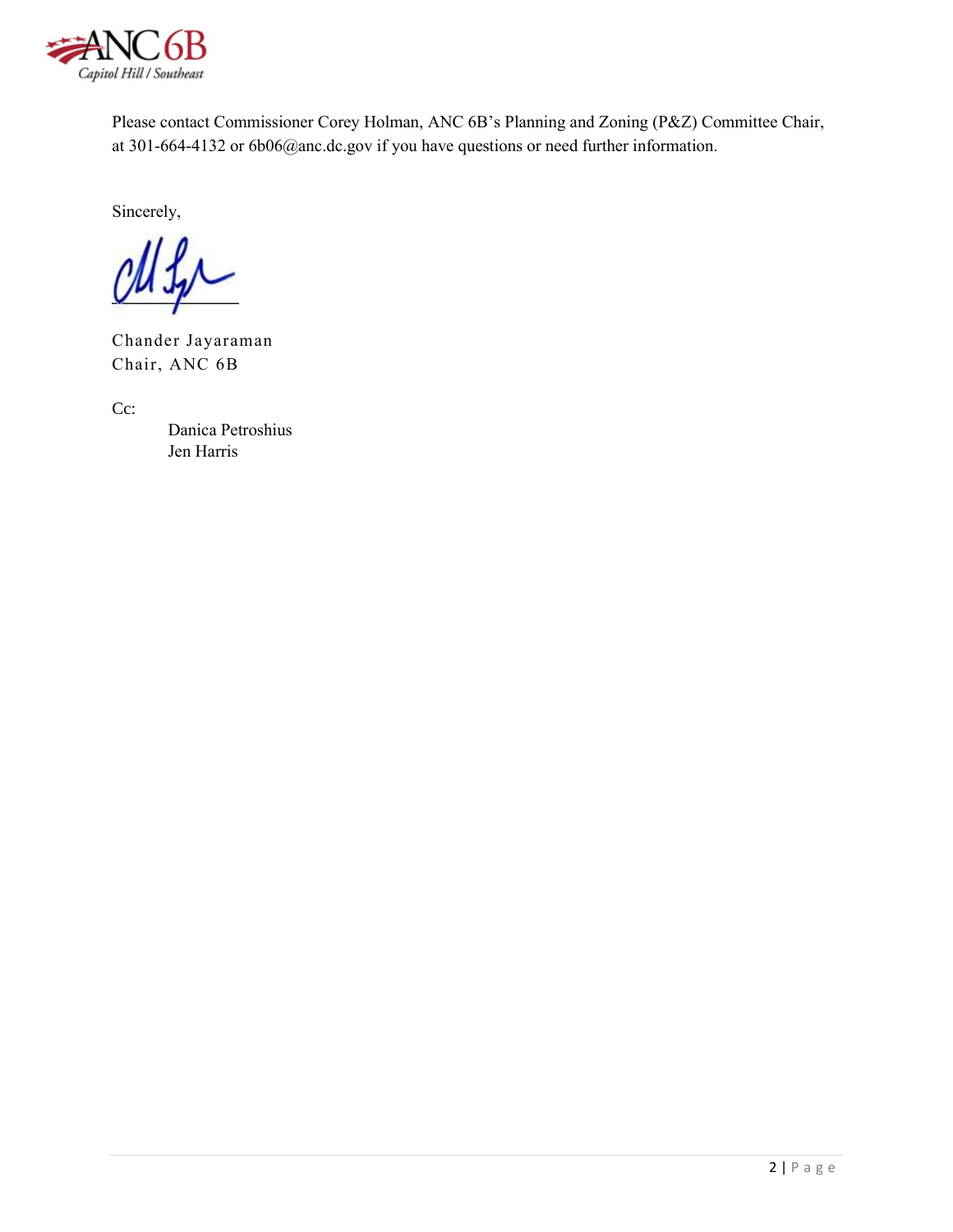Please contact Commissioner Corey Holman, ANC 6B's Planning and Zoning (P&Z) Committee Chair, at 301-664-4132 or 6b06@anc.dc.gov if you have questions or need further information.

Sincerely,

Chander Jayaraman
Chair, ANC 6B

Cc:

Danica Petroshius
Jen Harris